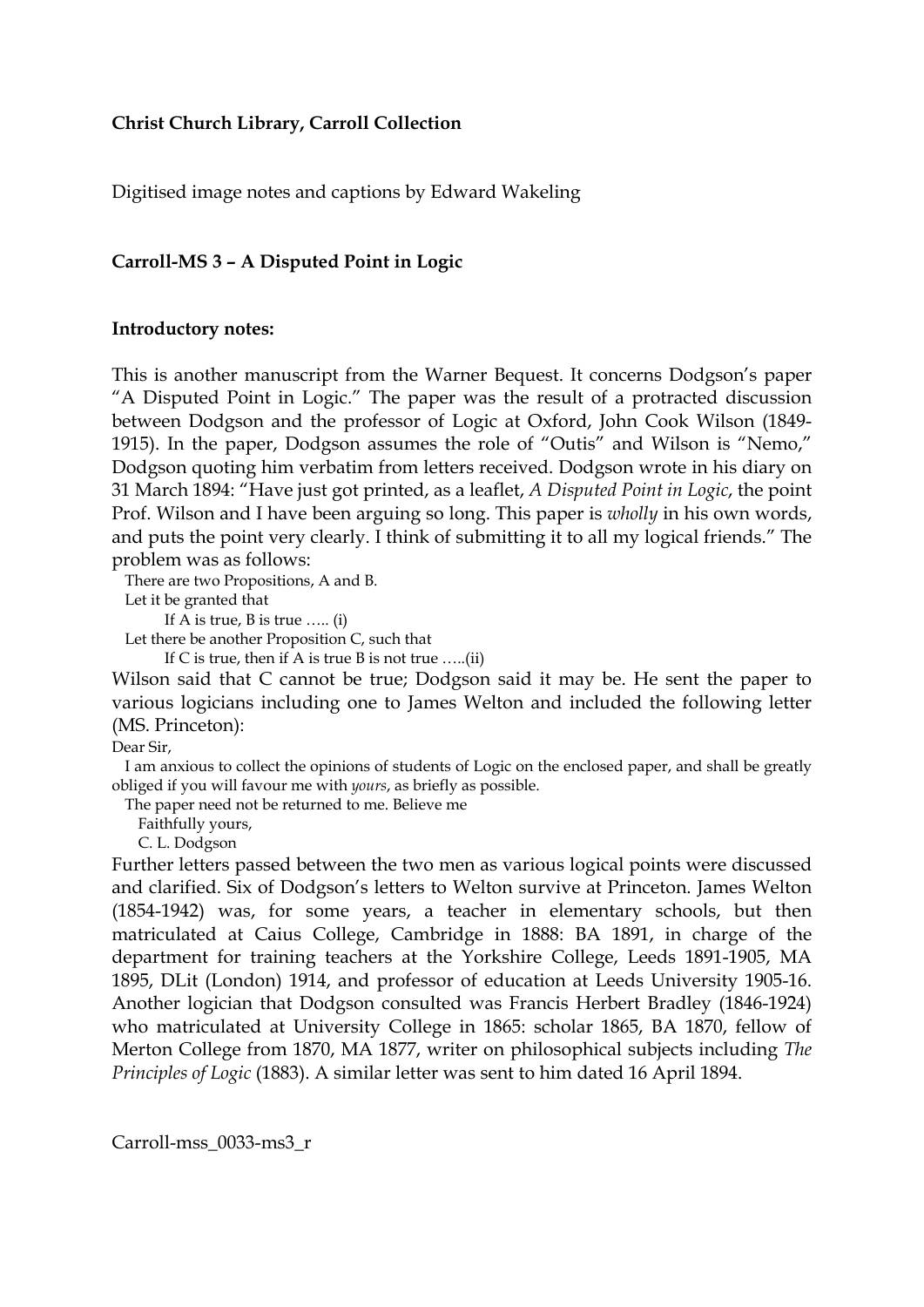**Christ Church Library, Carroll Collection**

Digitised image notes and captions by Edward Wakeling

**Carroll-MS 3 – A Disputed Point in Logic**

**Introductory notes:**

This is another manuscript from the Warner Bequest. It concerns Dodgson's paper "A Disputed Point in Logic." The paper was the result of a protracted discussion between Dodgson and the professor of Logic at Oxford, John Cook Wilson (1849-1915). In the paper, Dodgson assumes the role of "Outis" and Wilson is "Nemo," Dodgson quoting him verbatim from letters received. Dodgson wrote in his diary on 31 March 1894: "Have just got printed, as a leaflet, *A Disputed Point in Logic*, the point Prof. Wilson and I have been arguing so long. This paper is *wholly* in his own words, and puts the point very clearly. I think of submitting it to all my logical friends." The problem was as follows:

> There are two Propositions, A and B.
>
> Let it be granted that
>
> If A is true, B is true ….. (i)
>
> Let there be another Proposition C, such that
>
> If C is true, then if A is true B is not true …..(ii)

Wilson said that C cannot be true; Dodgson said it may be. He sent the paper to various logicians including one to James Welton and included the following letter (MS. Princeton):

> Dear Sir,
>
> I am anxious to collect the opinions of students of Logic on the enclosed paper, and shall be greatly obliged if you will favour me with *yours*, as briefly as possible.
>
> The paper need not be returned to me. Believe me
>
> Faithfully yours,
>
> C. L. Dodgson

Further letters passed between the two men as various logical points were discussed and clarified. Six of Dodgson's letters to Welton survive at Princeton. James Welton (1854-1942) was, for some years, a teacher in elementary schools, but then matriculated at Caius College, Cambridge in 1888: BA 1891, in charge of the department for training teachers at the Yorkshire College, Leeds 1891-1905, MA 1895, DLit (London) 1914, and professor of education at Leeds University 1905-16. Another logician that Dodgson consulted was Francis Herbert Bradley (1846-1924) who matriculated at University College in 1865: scholar 1865, BA 1870, fellow of Merton College from 1870, MA 1877, writer on philosophical subjects including *The Principles of Logic* (1883). A similar letter was sent to him dated 16 April 1894.

Carroll-mss_0033-ms3_r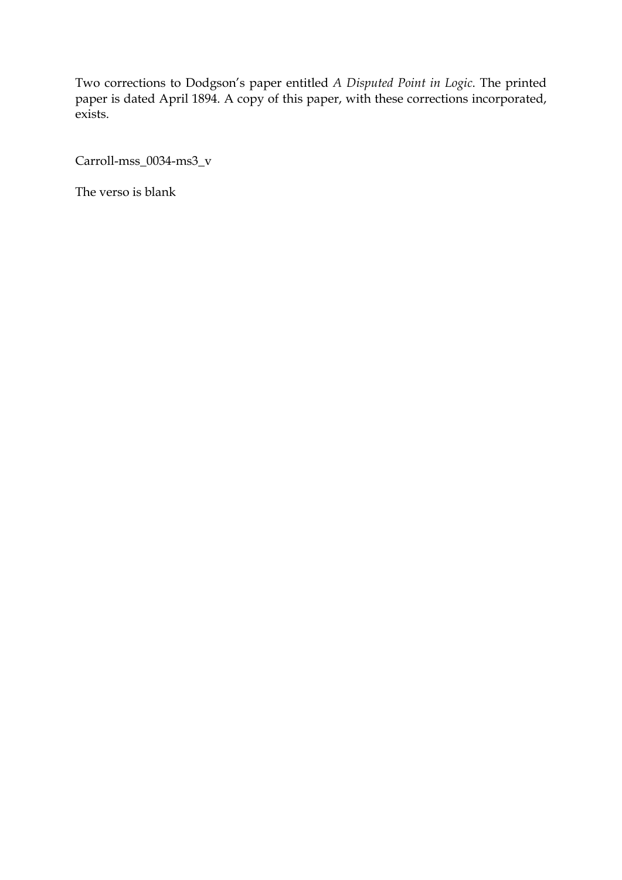Two corrections to Dodgson's paper entitled *A Disputed Point in Logic*. The printed paper is dated April 1894. A copy of this paper, with these corrections incorporated, exists.

Carroll-mss_0034-ms3_v

The verso is blank